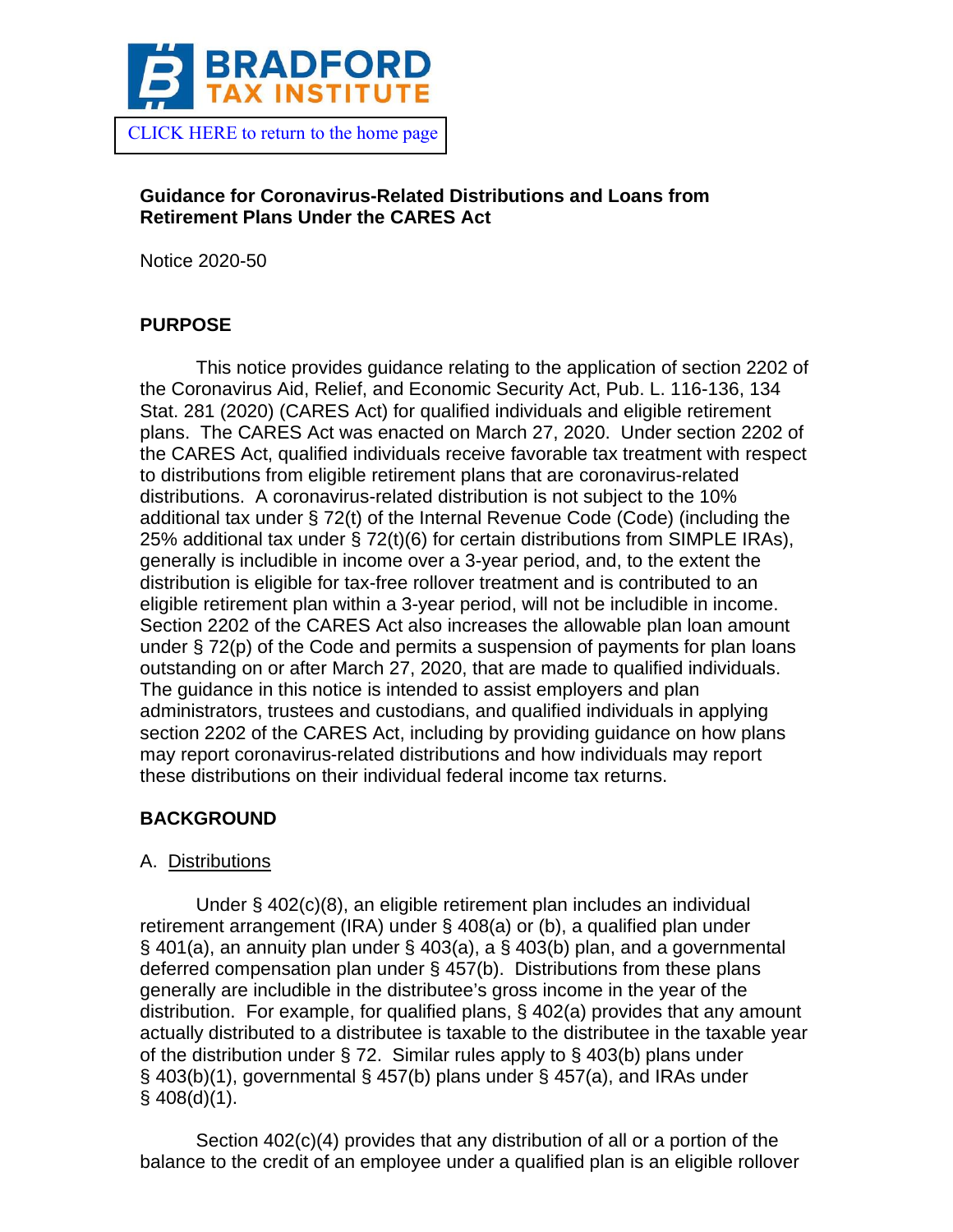CLICK HERE to return to the home page

**Guidance for Coronavirus-Related Distributions and Loans from Retirement Plans Under the CARES Act**

Notice 2020-50

## PURPOSE

This notice provides guidance relating to the application of section 2202 of the Coronavirus Aid, Relief, and Economic Security Act, Pub. L. 116-136, 134 Stat. 281 (2020) (CARES Act) for qualified individuals and eligible retirement plans. The CARES Act was enacted on March 27, 2020. Under section 2202 of the CARES Act, qualified individuals receive favorable tax treatment with respect to distributions from eligible retirement plans that are coronavirus-related distributions. A coronavirus-related distribution is not subject to the 10% additional tax under § 72(t) of the Internal Revenue Code (Code) (including the 25% additional tax under § 72(t)(6) for certain distributions from SIMPLE IRAs), generally is includible in income over a 3-year period, and, to the extent the distribution is eligible for tax-free rollover treatment and is contributed to an eligible retirement plan within a 3-year period, will not be includible in income. Section 2202 of the CARES Act also increases the allowable plan loan amount under § 72(p) of the Code and permits a suspension of payments for plan loans outstanding on or after March 27, 2020, that are made to qualified individuals. The guidance in this notice is intended to assist employers and plan administrators, trustees and custodians, and qualified individuals in applying section 2202 of the CARES Act, including by providing guidance on how plans may report coronavirus-related distributions and how individuals may report these distributions on their individual federal income tax returns.

## BACKGROUND

### A. Distributions

Under § 402(c)(8), an eligible retirement plan includes an individual retirement arrangement (IRA) under § 408(a) or (b), a qualified plan under § 401(a), an annuity plan under § 403(a), a § 403(b) plan, and a governmental deferred compensation plan under § 457(b). Distributions from these plans generally are includible in the distributee's gross income in the year of the distribution. For example, for qualified plans, § 402(a) provides that any amount actually distributed to a distributee is taxable to the distributee in the taxable year of the distribution under § 72. Similar rules apply to § 403(b) plans under § 403(b)(1), governmental § 457(b) plans under § 457(a), and IRAs under § 408(d)(1).

Section 402(c)(4) provides that any distribution of all or a portion of the balance to the credit of an employee under a qualified plan is an eligible rollover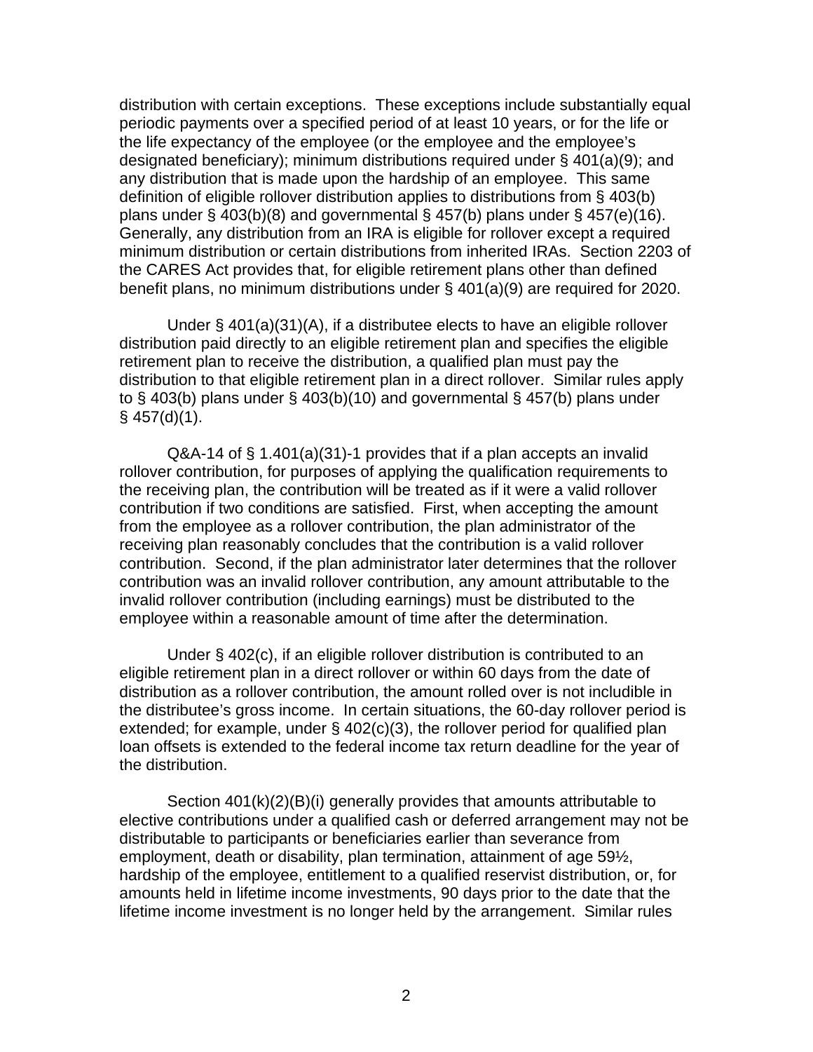distribution with certain exceptions. These exceptions include substantially equal periodic payments over a specified period of at least 10 years, or for the life or the life expectancy of the employee (or the employee and the employee's designated beneficiary); minimum distributions required under § 401(a)(9); and any distribution that is made upon the hardship of an employee. This same definition of eligible rollover distribution applies to distributions from § 403(b) plans under § 403(b)(8) and governmental § 457(b) plans under § 457(e)(16). Generally, any distribution from an IRA is eligible for rollover except a required minimum distribution or certain distributions from inherited IRAs. Section 2203 of the CARES Act provides that, for eligible retirement plans other than defined benefit plans, no minimum distributions under § 401(a)(9) are required for 2020.

Under § 401(a)(31)(A), if a distributee elects to have an eligible rollover distribution paid directly to an eligible retirement plan and specifies the eligible retirement plan to receive the distribution, a qualified plan must pay the distribution to that eligible retirement plan in a direct rollover. Similar rules apply to § 403(b) plans under § 403(b)(10) and governmental § 457(b) plans under § 457(d)(1).

Q&A-14 of § 1.401(a)(31)-1 provides that if a plan accepts an invalid rollover contribution, for purposes of applying the qualification requirements to the receiving plan, the contribution will be treated as if it were a valid rollover contribution if two conditions are satisfied. First, when accepting the amount from the employee as a rollover contribution, the plan administrator of the receiving plan reasonably concludes that the contribution is a valid rollover contribution. Second, if the plan administrator later determines that the rollover contribution was an invalid rollover contribution, any amount attributable to the invalid rollover contribution (including earnings) must be distributed to the employee within a reasonable amount of time after the determination.

Under § 402(c), if an eligible rollover distribution is contributed to an eligible retirement plan in a direct rollover or within 60 days from the date of distribution as a rollover contribution, the amount rolled over is not includible in the distributee's gross income. In certain situations, the 60-day rollover period is extended; for example, under § 402(c)(3), the rollover period for qualified plan loan offsets is extended to the federal income tax return deadline for the year of the distribution.

Section 401(k)(2)(B)(i) generally provides that amounts attributable to elective contributions under a qualified cash or deferred arrangement may not be distributable to participants or beneficiaries earlier than severance from employment, death or disability, plan termination, attainment of age 59½, hardship of the employee, entitlement to a qualified reservist distribution, or, for amounts held in lifetime income investments, 90 days prior to the date that the lifetime income investment is no longer held by the arrangement. Similar rules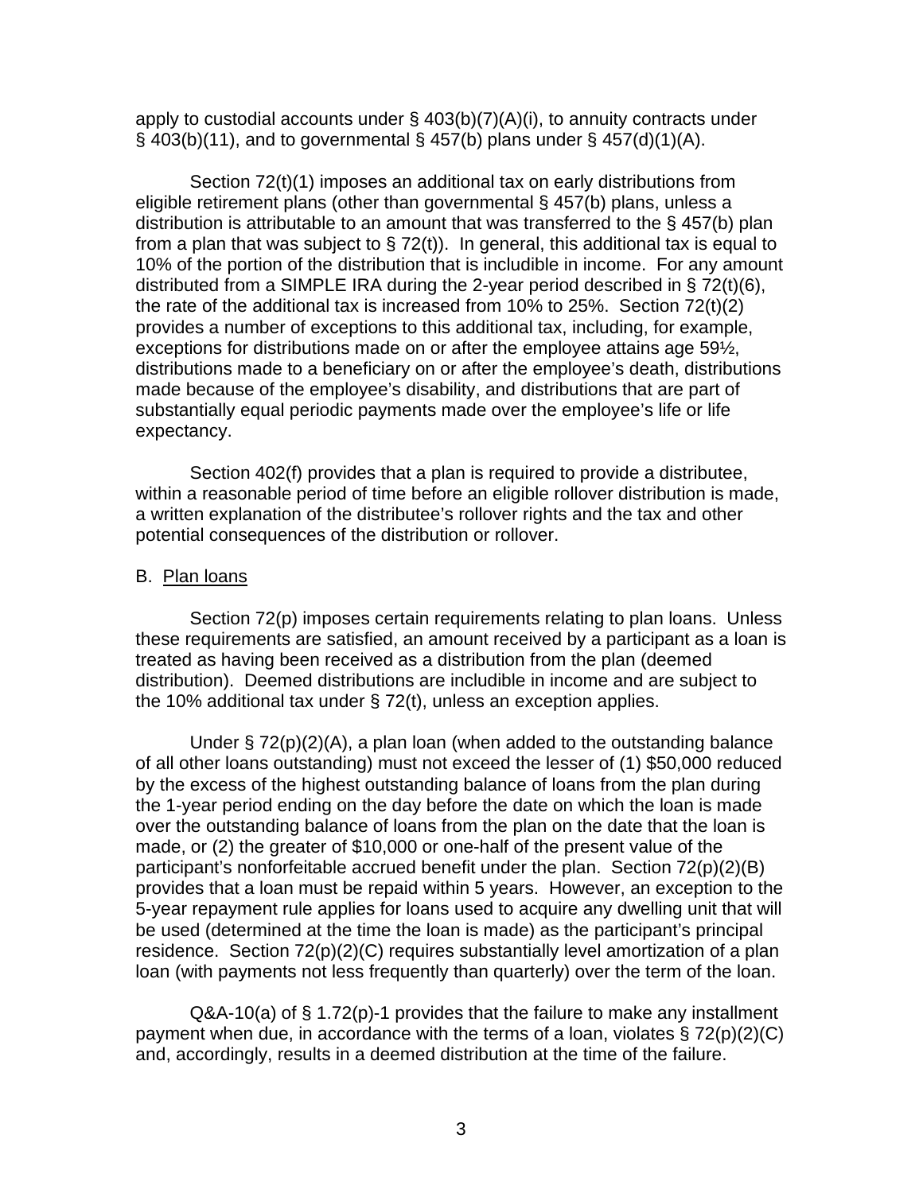apply to custodial accounts under § 403(b)(7)(A)(i), to annuity contracts under § 403(b)(11), and to governmental § 457(b) plans under § 457(d)(1)(A).

Section 72(t)(1) imposes an additional tax on early distributions from eligible retirement plans (other than governmental § 457(b) plans, unless a distribution is attributable to an amount that was transferred to the § 457(b) plan from a plan that was subject to § 72(t)). In general, this additional tax is equal to 10% of the portion of the distribution that is includible in income. For any amount distributed from a SIMPLE IRA during the 2-year period described in § 72(t)(6), the rate of the additional tax is increased from 10% to 25%. Section 72(t)(2) provides a number of exceptions to this additional tax, including, for example, exceptions for distributions made on or after the employee attains age 59½, distributions made to a beneficiary on or after the employee's death, distributions made because of the employee's disability, and distributions that are part of substantially equal periodic payments made over the employee's life or life expectancy.

Section 402(f) provides that a plan is required to provide a distributee, within a reasonable period of time before an eligible rollover distribution is made, a written explanation of the distributee's rollover rights and the tax and other potential consequences of the distribution or rollover.

B. Plan loans

Section 72(p) imposes certain requirements relating to plan loans. Unless these requirements are satisfied, an amount received by a participant as a loan is treated as having been received as a distribution from the plan (deemed distribution). Deemed distributions are includible in income and are subject to the 10% additional tax under § 72(t), unless an exception applies.

Under § 72(p)(2)(A), a plan loan (when added to the outstanding balance of all other loans outstanding) must not exceed the lesser of (1) $50,000 reduced by the excess of the highest outstanding balance of loans from the plan during the 1-year period ending on the day before the date on which the loan is made over the outstanding balance of loans from the plan on the date that the loan is made, or (2) the greater of $10,000 or one-half of the present value of the participant's nonforfeitable accrued benefit under the plan. Section 72(p)(2)(B) provides that a loan must be repaid within 5 years. However, an exception to the 5-year repayment rule applies for loans used to acquire any dwelling unit that will be used (determined at the time the loan is made) as the participant's principal residence. Section 72(p)(2)(C) requires substantially level amortization of a plan loan (with payments not less frequently than quarterly) over the term of the loan.

Q&A-10(a) of § 1.72(p)-1 provides that the failure to make any installment payment when due, in accordance with the terms of a loan, violates § 72(p)(2)(C) and, accordingly, results in a deemed distribution at the time of the failure.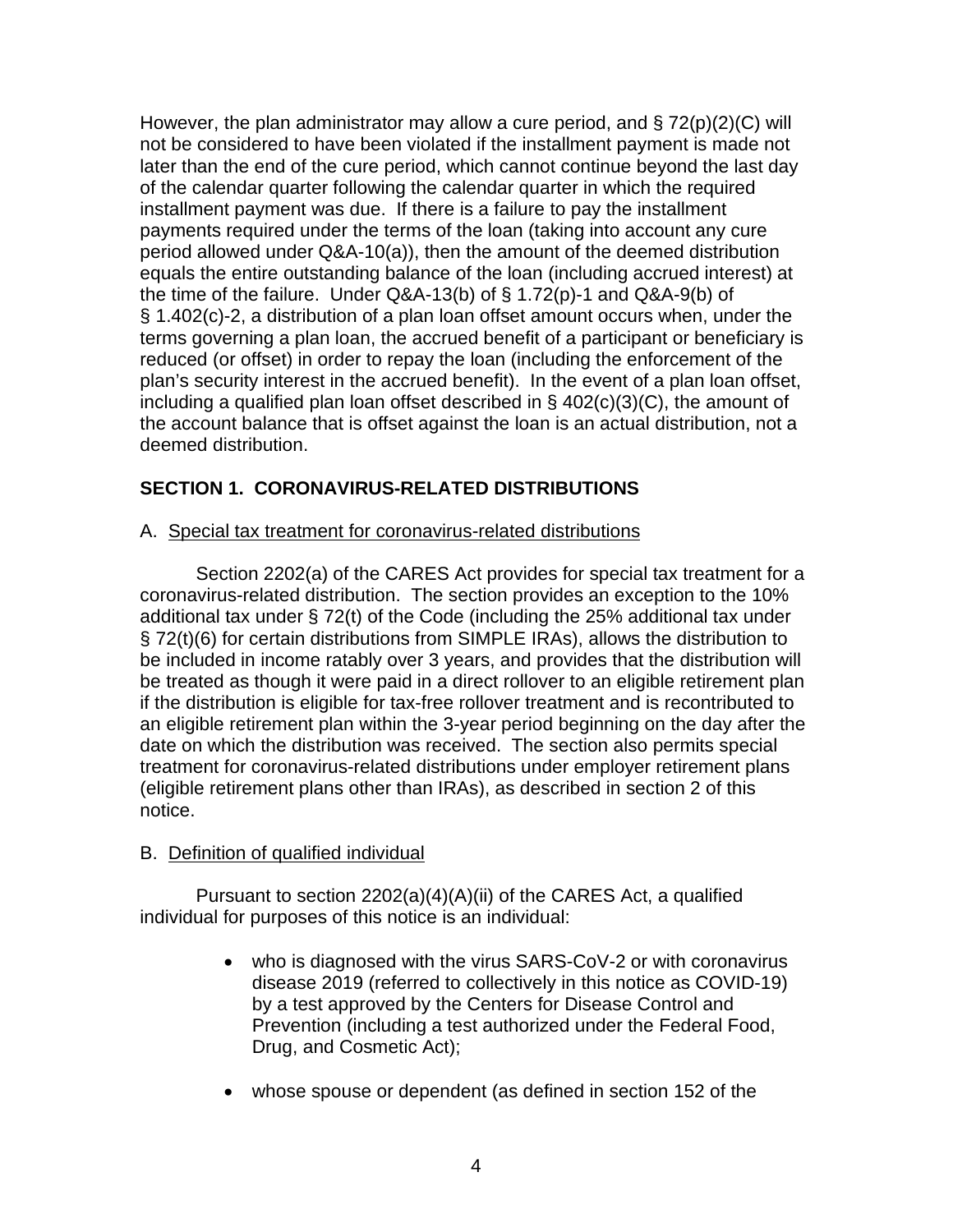However, the plan administrator may allow a cure period, and § 72(p)(2)(C) will not be considered to have been violated if the installment payment is made not later than the end of the cure period, which cannot continue beyond the last day of the calendar quarter following the calendar quarter in which the required installment payment was due. If there is a failure to pay the installment payments required under the terms of the loan (taking into account any cure period allowed under Q&A-10(a)), then the amount of the deemed distribution equals the entire outstanding balance of the loan (including accrued interest) at the time of the failure. Under Q&A-13(b) of § 1.72(p)-1 and Q&A-9(b) of § 1.402(c)-2, a distribution of a plan loan offset amount occurs when, under the terms governing a plan loan, the accrued benefit of a participant or beneficiary is reduced (or offset) in order to repay the loan (including the enforcement of the plan's security interest in the accrued benefit). In the event of a plan loan offset, including a qualified plan loan offset described in § 402(c)(3)(C), the amount of the account balance that is offset against the loan is an actual distribution, not a deemed distribution.

## SECTION 1. CORONAVIRUS-RELATED DISTRIBUTIONS

A. Special tax treatment for coronavirus-related distributions

Section 2202(a) of the CARES Act provides for special tax treatment for a coronavirus-related distribution. The section provides an exception to the 10% additional tax under § 72(t) of the Code (including the 25% additional tax under § 72(t)(6) for certain distributions from SIMPLE IRAs), allows the distribution to be included in income ratably over 3 years, and provides that the distribution will be treated as though it were paid in a direct rollover to an eligible retirement plan if the distribution is eligible for tax-free rollover treatment and is recontributed to an eligible retirement plan within the 3-year period beginning on the day after the date on which the distribution was received. The section also permits special treatment for coronavirus-related distributions under employer retirement plans (eligible retirement plans other than IRAs), as described in section 2 of this notice.

B. Definition of qualified individual

Pursuant to section 2202(a)(4)(A)(ii) of the CARES Act, a qualified individual for purposes of this notice is an individual:

- who is diagnosed with the virus SARS-CoV-2 or with coronavirus disease 2019 (referred to collectively in this notice as COVID-19) by a test approved by the Centers for Disease Control and Prevention (including a test authorized under the Federal Food, Drug, and Cosmetic Act);

- whose spouse or dependent (as defined in section 152 of the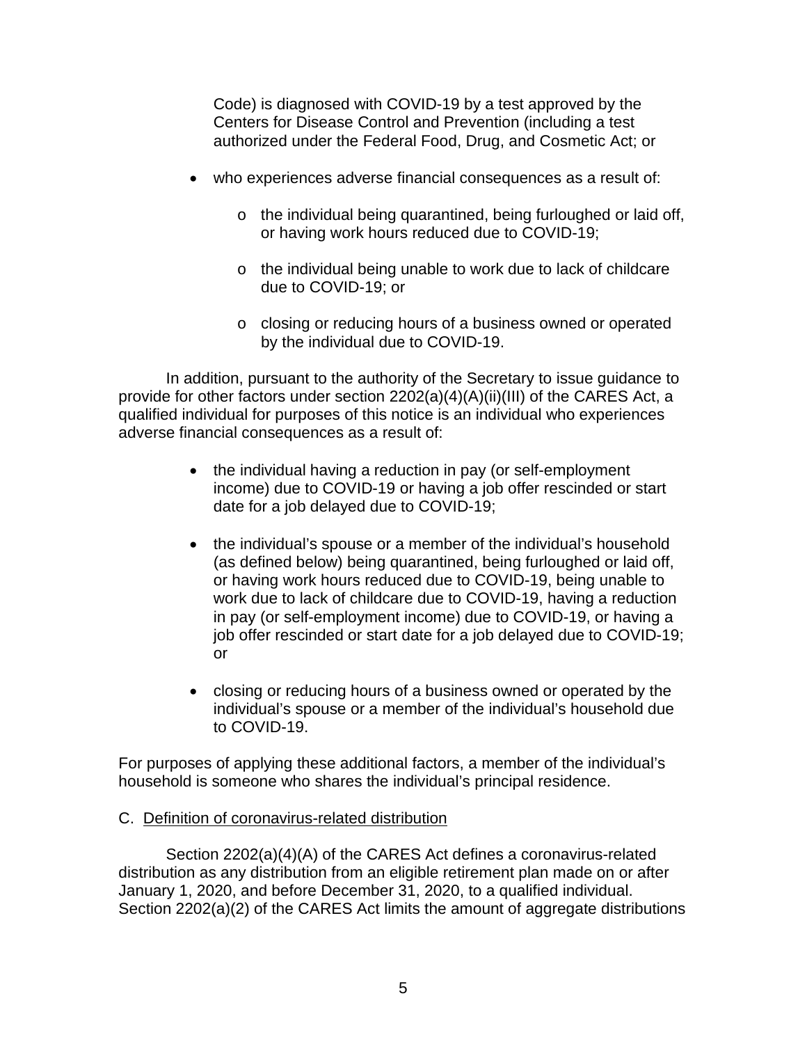Code) is diagnosed with COVID-19 by a test approved by the Centers for Disease Control and Prevention (including a test authorized under the Federal Food, Drug, and Cosmetic Act; or

- who experiences adverse financial consequences as a result of:
    - the individual being quarantined, being furloughed or laid off, or having work hours reduced due to COVID-19;
    - the individual being unable to work due to lack of childcare due to COVID-19; or
    - closing or reducing hours of a business owned or operated by the individual due to COVID-19.

In addition, pursuant to the authority of the Secretary to issue guidance to provide for other factors under section 2202(a)(4)(A)(ii)(III) of the CARES Act, a qualified individual for purposes of this notice is an individual who experiences adverse financial consequences as a result of:

- the individual having a reduction in pay (or self-employment income) due to COVID-19 or having a job offer rescinded or start date for a job delayed due to COVID-19;
- the individual's spouse or a member of the individual's household (as defined below) being quarantined, being furloughed or laid off, or having work hours reduced due to COVID-19, being unable to work due to lack of childcare due to COVID-19, having a reduction in pay (or self-employment income) due to COVID-19, or having a job offer rescinded or start date for a job delayed due to COVID-19; or
- closing or reducing hours of a business owned or operated by the individual's spouse or a member of the individual's household due to COVID-19.

For purposes of applying these additional factors, a member of the individual's household is someone who shares the individual's principal residence.

C. <u>Definition of coronavirus-related distribution</u>

Section 2202(a)(4)(A) of the CARES Act defines a coronavirus-related distribution as any distribution from an eligible retirement plan made on or after January 1, 2020, and before December 31, 2020, to a qualified individual. Section 2202(a)(2) of the CARES Act limits the amount of aggregate distributions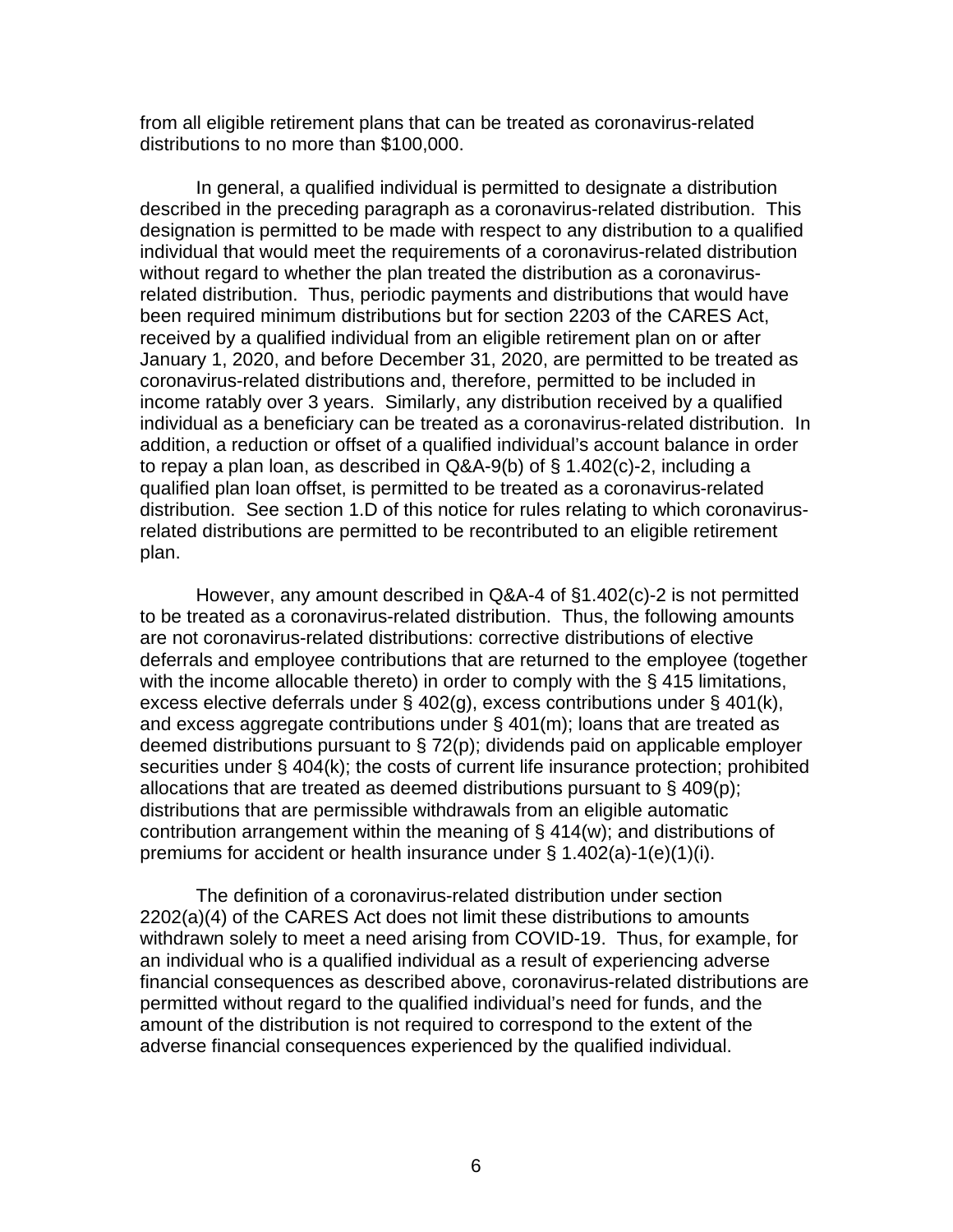from all eligible retirement plans that can be treated as coronavirus-related distributions to no more than $100,000.

In general, a qualified individual is permitted to designate a distribution described in the preceding paragraph as a coronavirus-related distribution. This designation is permitted to be made with respect to any distribution to a qualified individual that would meet the requirements of a coronavirus-related distribution without regard to whether the plan treated the distribution as a coronavirus-related distribution. Thus, periodic payments and distributions that would have been required minimum distributions but for section 2203 of the CARES Act, received by a qualified individual from an eligible retirement plan on or after January 1, 2020, and before December 31, 2020, are permitted to be treated as coronavirus-related distributions and, therefore, permitted to be included in income ratably over 3 years. Similarly, any distribution received by a qualified individual as a beneficiary can be treated as a coronavirus-related distribution. In addition, a reduction or offset of a qualified individual's account balance in order to repay a plan loan, as described in Q&A-9(b) of § 1.402(c)-2, including a qualified plan loan offset, is permitted to be treated as a coronavirus-related distribution. See section 1.D of this notice for rules relating to which coronavirus-related distributions are permitted to be recontributed to an eligible retirement plan.

However, any amount described in Q&A-4 of §1.402(c)-2 is not permitted to be treated as a coronavirus-related distribution. Thus, the following amounts are not coronavirus-related distributions: corrective distributions of elective deferrals and employee contributions that are returned to the employee (together with the income allocable thereto) in order to comply with the § 415 limitations, excess elective deferrals under § 402(g), excess contributions under § 401(k), and excess aggregate contributions under § 401(m); loans that are treated as deemed distributions pursuant to § 72(p); dividends paid on applicable employer securities under § 404(k); the costs of current life insurance protection; prohibited allocations that are treated as deemed distributions pursuant to § 409(p); distributions that are permissible withdrawals from an eligible automatic contribution arrangement within the meaning of § 414(w); and distributions of premiums for accident or health insurance under § 1.402(a)-1(e)(1)(i).

The definition of a coronavirus-related distribution under section 2202(a)(4) of the CARES Act does not limit these distributions to amounts withdrawn solely to meet a need arising from COVID-19. Thus, for example, for an individual who is a qualified individual as a result of experiencing adverse financial consequences as described above, coronavirus-related distributions are permitted without regard to the qualified individual's need for funds, and the amount of the distribution is not required to correspond to the extent of the adverse financial consequences experienced by the qualified individual.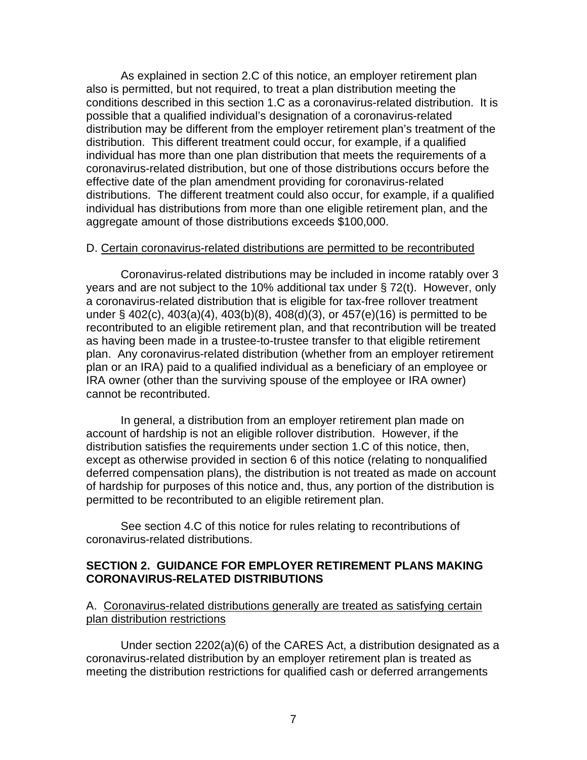As explained in section 2.C of this notice, an employer retirement plan also is permitted, but not required, to treat a plan distribution meeting the conditions described in this section 1.C as a coronavirus-related distribution. It is possible that a qualified individual's designation of a coronavirus-related distribution may be different from the employer retirement plan's treatment of the distribution. This different treatment could occur, for example, if a qualified individual has more than one plan distribution that meets the requirements of a coronavirus-related distribution, but one of those distributions occurs before the effective date of the plan amendment providing for coronavirus-related distributions. The different treatment could also occur, for example, if a qualified individual has distributions from more than one eligible retirement plan, and the aggregate amount of those distributions exceeds $100,000.

D. Certain coronavirus-related distributions are permitted to be recontributed

Coronavirus-related distributions may be included in income ratably over 3 years and are not subject to the 10% additional tax under § 72(t). However, only a coronavirus-related distribution that is eligible for tax-free rollover treatment under § 402(c), 403(a)(4), 403(b)(8), 408(d)(3), or 457(e)(16) is permitted to be recontributed to an eligible retirement plan, and that recontribution will be treated as having been made in a trustee-to-trustee transfer to that eligible retirement plan. Any coronavirus-related distribution (whether from an employer retirement plan or an IRA) paid to a qualified individual as a beneficiary of an employee or IRA owner (other than the surviving spouse of the employee or IRA owner) cannot be recontributed.

In general, a distribution from an employer retirement plan made on account of hardship is not an eligible rollover distribution. However, if the distribution satisfies the requirements under section 1.C of this notice, then, except as otherwise provided in section 6 of this notice (relating to nonqualified deferred compensation plans), the distribution is not treated as made on account of hardship for purposes of this notice and, thus, any portion of the distribution is permitted to be recontributed to an eligible retirement plan.

See section 4.C of this notice for rules relating to recontributions of coronavirus-related distributions.

## SECTION 2. GUIDANCE FOR EMPLOYER RETIREMENT PLANS MAKING CORONAVIRUS-RELATED DISTRIBUTIONS

A. Coronavirus-related distributions generally are treated as satisfying certain plan distribution restrictions

Under section 2202(a)(6) of the CARES Act, a distribution designated as a coronavirus-related distribution by an employer retirement plan is treated as meeting the distribution restrictions for qualified cash or deferred arrangements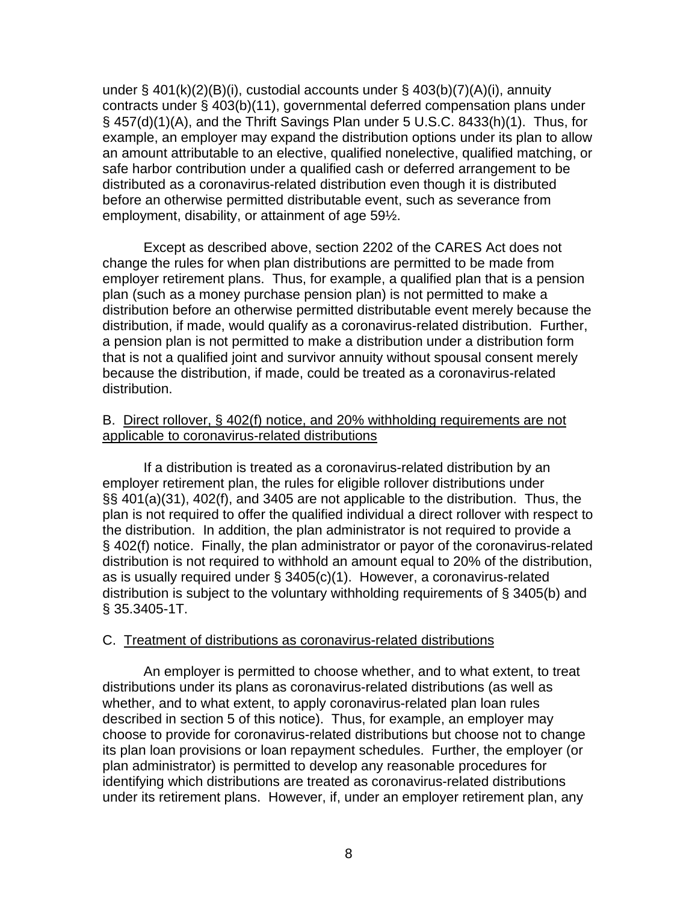under § 401(k)(2)(B)(i), custodial accounts under § 403(b)(7)(A)(i), annuity contracts under § 403(b)(11), governmental deferred compensation plans under § 457(d)(1)(A), and the Thrift Savings Plan under 5 U.S.C. 8433(h)(1). Thus, for example, an employer may expand the distribution options under its plan to allow an amount attributable to an elective, qualified nonelective, qualified matching, or safe harbor contribution under a qualified cash or deferred arrangement to be distributed as a coronavirus-related distribution even though it is distributed before an otherwise permitted distributable event, such as severance from employment, disability, or attainment of age 59½.

Except as described above, section 2202 of the CARES Act does not change the rules for when plan distributions are permitted to be made from employer retirement plans. Thus, for example, a qualified plan that is a pension plan (such as a money purchase pension plan) is not permitted to make a distribution before an otherwise permitted distributable event merely because the distribution, if made, would qualify as a coronavirus-related distribution. Further, a pension plan is not permitted to make a distribution under a distribution form that is not a qualified joint and survivor annuity without spousal consent merely because the distribution, if made, could be treated as a coronavirus-related distribution.

B. Direct rollover, § 402(f) notice, and 20% withholding requirements are not applicable to coronavirus-related distributions

If a distribution is treated as a coronavirus-related distribution by an employer retirement plan, the rules for eligible rollover distributions under §§ 401(a)(31), 402(f), and 3405 are not applicable to the distribution. Thus, the plan is not required to offer the qualified individual a direct rollover with respect to the distribution. In addition, the plan administrator is not required to provide a § 402(f) notice. Finally, the plan administrator or payor of the coronavirus-related distribution is not required to withhold an amount equal to 20% of the distribution, as is usually required under § 3405(c)(1). However, a coronavirus-related distribution is subject to the voluntary withholding requirements of § 3405(b) and § 35.3405-1T.

C. Treatment of distributions as coronavirus-related distributions

An employer is permitted to choose whether, and to what extent, to treat distributions under its plans as coronavirus-related distributions (as well as whether, and to what extent, to apply coronavirus-related plan loan rules described in section 5 of this notice). Thus, for example, an employer may choose to provide for coronavirus-related distributions but choose not to change its plan loan provisions or loan repayment schedules. Further, the employer (or plan administrator) is permitted to develop any reasonable procedures for identifying which distributions are treated as coronavirus-related distributions under its retirement plans. However, if, under an employer retirement plan, any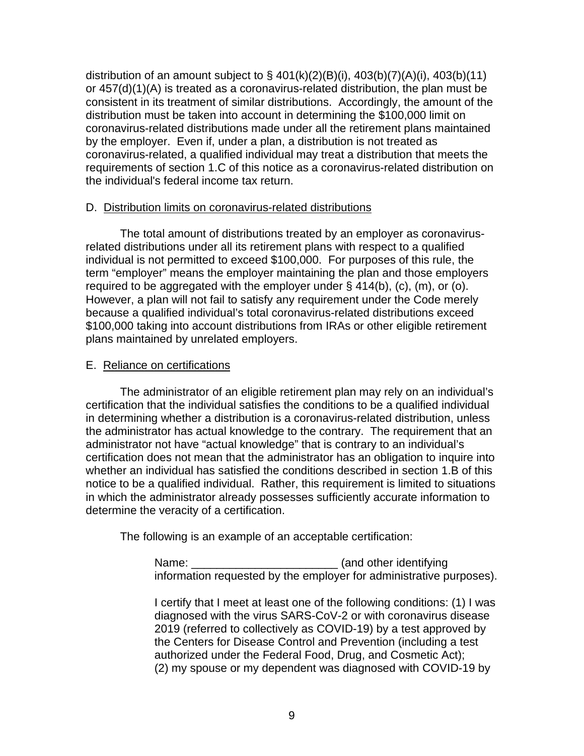distribution of an amount subject to § 401(k)(2)(B)(i), 403(b)(7)(A)(i), 403(b)(11) or 457(d)(1)(A) is treated as a coronavirus-related distribution, the plan must be consistent in its treatment of similar distributions. Accordingly, the amount of the distribution must be taken into account in determining the $100,000 limit on coronavirus-related distributions made under all the retirement plans maintained by the employer. Even if, under a plan, a distribution is not treated as coronavirus-related, a qualified individual may treat a distribution that meets the requirements of section 1.C of this notice as a coronavirus-related distribution on the individual's federal income tax return.

D. Distribution limits on coronavirus-related distributions

The total amount of distributions treated by an employer as coronavirus-related distributions under all its retirement plans with respect to a qualified individual is not permitted to exceed $100,000. For purposes of this rule, the term "employer" means the employer maintaining the plan and those employers required to be aggregated with the employer under § 414(b), (c), (m), or (o). However, a plan will not fail to satisfy any requirement under the Code merely because a qualified individual's total coronavirus-related distributions exceed $100,000 taking into account distributions from IRAs or other eligible retirement plans maintained by unrelated employers.

E. Reliance on certifications

The administrator of an eligible retirement plan may rely on an individual's certification that the individual satisfies the conditions to be a qualified individual in determining whether a distribution is a coronavirus-related distribution, unless the administrator has actual knowledge to the contrary. The requirement that an administrator not have "actual knowledge" that is contrary to an individual's certification does not mean that the administrator has an obligation to inquire into whether an individual has satisfied the conditions described in section 1.B of this notice to be a qualified individual. Rather, this requirement is limited to situations in which the administrator already possesses sufficiently accurate information to determine the veracity of a certification.

The following is an example of an acceptable certification:

> Name: _______________________ (and other identifying information requested by the employer for administrative purposes).
>
> I certify that I meet at least one of the following conditions: (1) I was diagnosed with the virus SARS-CoV-2 or with coronavirus disease 2019 (referred to collectively as COVID-19) by a test approved by the Centers for Disease Control and Prevention (including a test authorized under the Federal Food, Drug, and Cosmetic Act); (2) my spouse or my dependent was diagnosed with COVID-19 by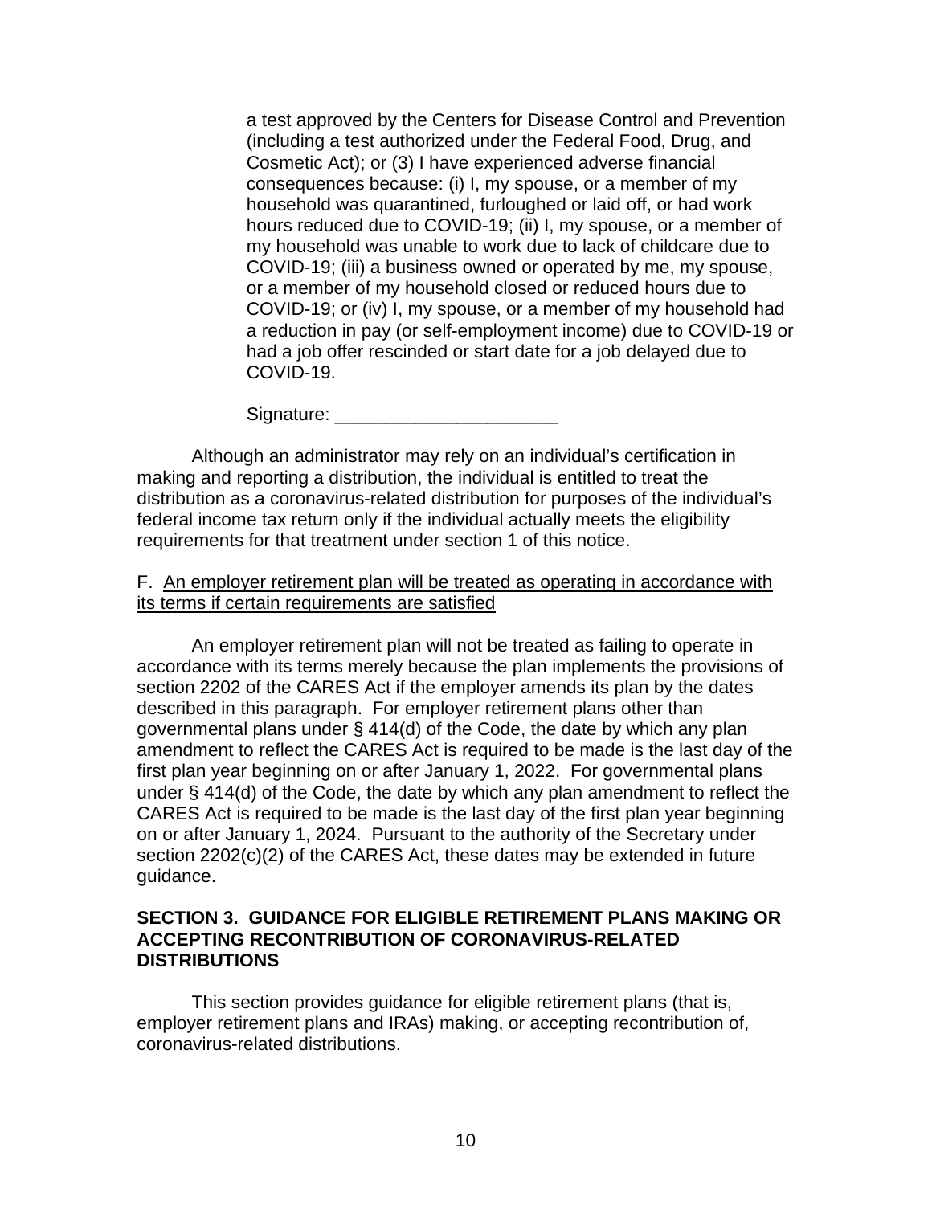a test approved by the Centers for Disease Control and Prevention (including a test authorized under the Federal Food, Drug, and Cosmetic Act); or (3) I have experienced adverse financial consequences because: (i) I, my spouse, or a member of my household was quarantined, furloughed or laid off, or had work hours reduced due to COVID-19; (ii) I, my spouse, or a member of my household was unable to work due to lack of childcare due to COVID-19; (iii) a business owned or operated by me, my spouse, or a member of my household closed or reduced hours due to COVID-19; or (iv) I, my spouse, or a member of my household had a reduction in pay (or self-employment income) due to COVID-19 or had a job offer rescinded or start date for a job delayed due to COVID-19.

Signature: ______________________

Although an administrator may rely on an individual's certification in making and reporting a distribution, the individual is entitled to treat the distribution as a coronavirus-related distribution for purposes of the individual's federal income tax return only if the individual actually meets the eligibility requirements for that treatment under section 1 of this notice.

F. An employer retirement plan will be treated as operating in accordance with its terms if certain requirements are satisfied

An employer retirement plan will not be treated as failing to operate in accordance with its terms merely because the plan implements the provisions of section 2202 of the CARES Act if the employer amends its plan by the dates described in this paragraph. For employer retirement plans other than governmental plans under § 414(d) of the Code, the date by which any plan amendment to reflect the CARES Act is required to be made is the last day of the first plan year beginning on or after January 1, 2022. For governmental plans under § 414(d) of the Code, the date by which any plan amendment to reflect the CARES Act is required to be made is the last day of the first plan year beginning on or after January 1, 2024. Pursuant to the authority of the Secretary under section 2202(c)(2) of the CARES Act, these dates may be extended in future guidance.

## SECTION 3. GUIDANCE FOR ELIGIBLE RETIREMENT PLANS MAKING OR ACCEPTING RECONTRIBUTION OF CORONAVIRUS-RELATED DISTRIBUTIONS

This section provides guidance for eligible retirement plans (that is, employer retirement plans and IRAs) making, or accepting recontribution of, coronavirus-related distributions.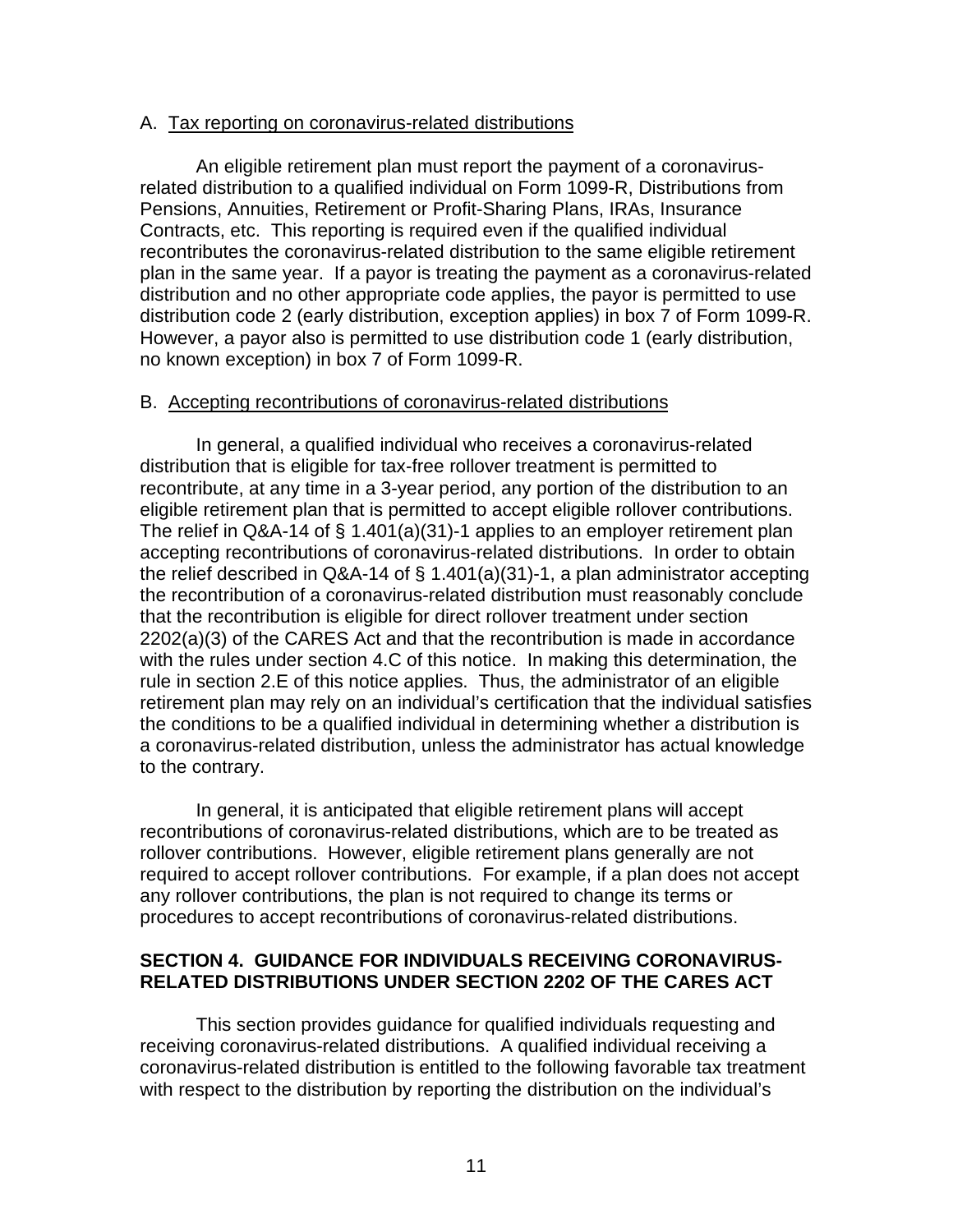A. <u>Tax reporting on coronavirus-related distributions</u>

An eligible retirement plan must report the payment of a coronavirus-related distribution to a qualified individual on Form 1099-R, Distributions from Pensions, Annuities, Retirement or Profit-Sharing Plans, IRAs, Insurance Contracts, etc. This reporting is required even if the qualified individual recontributes the coronavirus-related distribution to the same eligible retirement plan in the same year. If a payor is treating the payment as a coronavirus-related distribution and no other appropriate code applies, the payor is permitted to use distribution code 2 (early distribution, exception applies) in box 7 of Form 1099-R. However, a payor also is permitted to use distribution code 1 (early distribution, no known exception) in box 7 of Form 1099-R.

B. <u>Accepting recontributions of coronavirus-related distributions</u>

In general, a qualified individual who receives a coronavirus-related distribution that is eligible for tax-free rollover treatment is permitted to recontribute, at any time in a 3-year period, any portion of the distribution to an eligible retirement plan that is permitted to accept eligible rollover contributions. The relief in Q&A-14 of § 1.401(a)(31)-1 applies to an employer retirement plan accepting recontributions of coronavirus-related distributions. In order to obtain the relief described in Q&A-14 of § 1.401(a)(31)-1, a plan administrator accepting the recontribution of a coronavirus-related distribution must reasonably conclude that the recontribution is eligible for direct rollover treatment under section 2202(a)(3) of the CARES Act and that the recontribution is made in accordance with the rules under section 4.C of this notice. In making this determination, the rule in section 2.E of this notice applies. Thus, the administrator of an eligible retirement plan may rely on an individual's certification that the individual satisfies the conditions to be a qualified individual in determining whether a distribution is a coronavirus-related distribution, unless the administrator has actual knowledge to the contrary.

In general, it is anticipated that eligible retirement plans will accept recontributions of coronavirus-related distributions, which are to be treated as rollover contributions. However, eligible retirement plans generally are not required to accept rollover contributions. For example, if a plan does not accept any rollover contributions, the plan is not required to change its terms or procedures to accept recontributions of coronavirus-related distributions.

## SECTION 4. GUIDANCE FOR INDIVIDUALS RECEIVING CORONAVIRUS-RELATED DISTRIBUTIONS UNDER SECTION 2202 OF THE CARES ACT

This section provides guidance for qualified individuals requesting and receiving coronavirus-related distributions. A qualified individual receiving a coronavirus-related distribution is entitled to the following favorable tax treatment with respect to the distribution by reporting the distribution on the individual's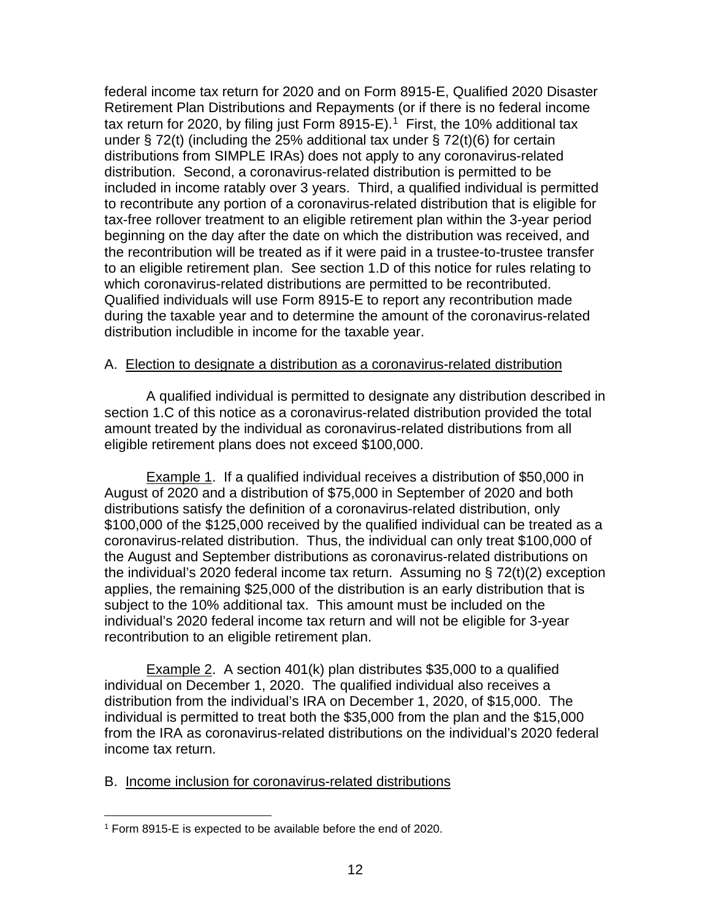federal income tax return for 2020 and on Form 8915-E, Qualified 2020 Disaster Retirement Plan Distributions and Repayments (or if there is no federal income tax return for 2020, by filing just Form 8915-E).[1] First, the 10% additional tax under § 72(t) (including the 25% additional tax under § 72(t)(6) for certain distributions from SIMPLE IRAs) does not apply to any coronavirus-related distribution. Second, a coronavirus-related distribution is permitted to be included in income ratably over 3 years. Third, a qualified individual is permitted to recontribute any portion of a coronavirus-related distribution that is eligible for tax-free rollover treatment to an eligible retirement plan within the 3-year period beginning on the day after the date on which the distribution was received, and the recontribution will be treated as if it were paid in a trustee-to-trustee transfer to an eligible retirement plan. See section 1.D of this notice for rules relating to which coronavirus-related distributions are permitted to be recontributed. Qualified individuals will use Form 8915-E to report any recontribution made during the taxable year and to determine the amount of the coronavirus-related distribution includible in income for the taxable year.

A. <u>Election to designate a distribution as a coronavirus-related distribution</u>

A qualified individual is permitted to designate any distribution described in section 1.C of this notice as a coronavirus-related distribution provided the total amount treated by the individual as coronavirus-related distributions from all eligible retirement plans does not exceed $100,000.

<u>Example 1</u>. If a qualified individual receives a distribution of $50,000 in August of 2020 and a distribution of $75,000 in September of 2020 and both distributions satisfy the definition of a coronavirus-related distribution, only $100,000 of the $125,000 received by the qualified individual can be treated as a coronavirus-related distribution. Thus, the individual can only treat $100,000 of the August and September distributions as coronavirus-related distributions on the individual's 2020 federal income tax return. Assuming no § 72(t)(2) exception applies, the remaining $25,000 of the distribution is an early distribution that is subject to the 10% additional tax. This amount must be included on the individual's 2020 federal income tax return and will not be eligible for 3-year recontribution to an eligible retirement plan.

<u>Example 2</u>. A section 401(k) plan distributes $35,000 to a qualified individual on December 1, 2020. The qualified individual also receives a distribution from the individual's IRA on December 1, 2020, of $15,000. The individual is permitted to treat both the $35,000 from the plan and the $15,000 from the IRA as coronavirus-related distributions on the individual's 2020 federal income tax return.

B. <u>Income inclusion for coronavirus-related distributions</u>

[1] Form 8915-E is expected to be available before the end of 2020.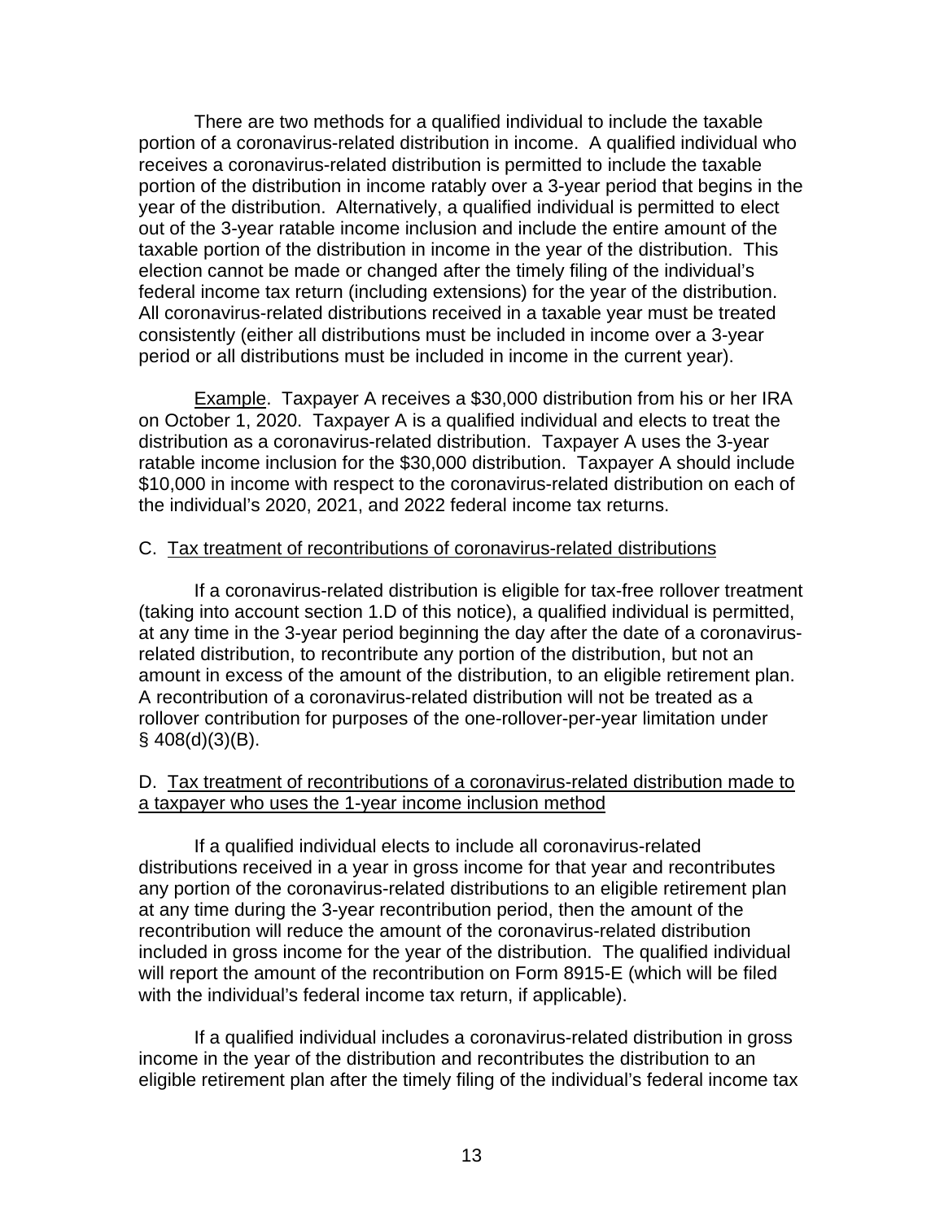There are two methods for a qualified individual to include the taxable portion of a coronavirus-related distribution in income. A qualified individual who receives a coronavirus-related distribution is permitted to include the taxable portion of the distribution in income ratably over a 3-year period that begins in the year of the distribution. Alternatively, a qualified individual is permitted to elect out of the 3-year ratable income inclusion and include the entire amount of the taxable portion of the distribution in income in the year of the distribution. This election cannot be made or changed after the timely filing of the individual's federal income tax return (including extensions) for the year of the distribution. All coronavirus-related distributions received in a taxable year must be treated consistently (either all distributions must be included in income over a 3-year period or all distributions must be included in income in the current year).

Example. Taxpayer A receives a $30,000 distribution from his or her IRA on October 1, 2020. Taxpayer A is a qualified individual and elects to treat the distribution as a coronavirus-related distribution. Taxpayer A uses the 3-year ratable income inclusion for the $30,000 distribution. Taxpayer A should include $10,000 in income with respect to the coronavirus-related distribution on each of the individual's 2020, 2021, and 2022 federal income tax returns.

C. Tax treatment of recontributions of coronavirus-related distributions

If a coronavirus-related distribution is eligible for tax-free rollover treatment (taking into account section 1.D of this notice), a qualified individual is permitted, at any time in the 3-year period beginning the day after the date of a coronavirus-related distribution, to recontribute any portion of the distribution, but not an amount in excess of the amount of the distribution, to an eligible retirement plan. A recontribution of a coronavirus-related distribution will not be treated as a rollover contribution for purposes of the one-rollover-per-year limitation under § 408(d)(3)(B).

D. Tax treatment of recontributions of a coronavirus-related distribution made to a taxpayer who uses the 1-year income inclusion method

If a qualified individual elects to include all coronavirus-related distributions received in a year in gross income for that year and recontributes any portion of the coronavirus-related distributions to an eligible retirement plan at any time during the 3-year recontribution period, then the amount of the recontribution will reduce the amount of the coronavirus-related distribution included in gross income for the year of the distribution. The qualified individual will report the amount of the recontribution on Form 8915-E (which will be filed with the individual's federal income tax return, if applicable).

If a qualified individual includes a coronavirus-related distribution in gross income in the year of the distribution and recontributes the distribution to an eligible retirement plan after the timely filing of the individual's federal income tax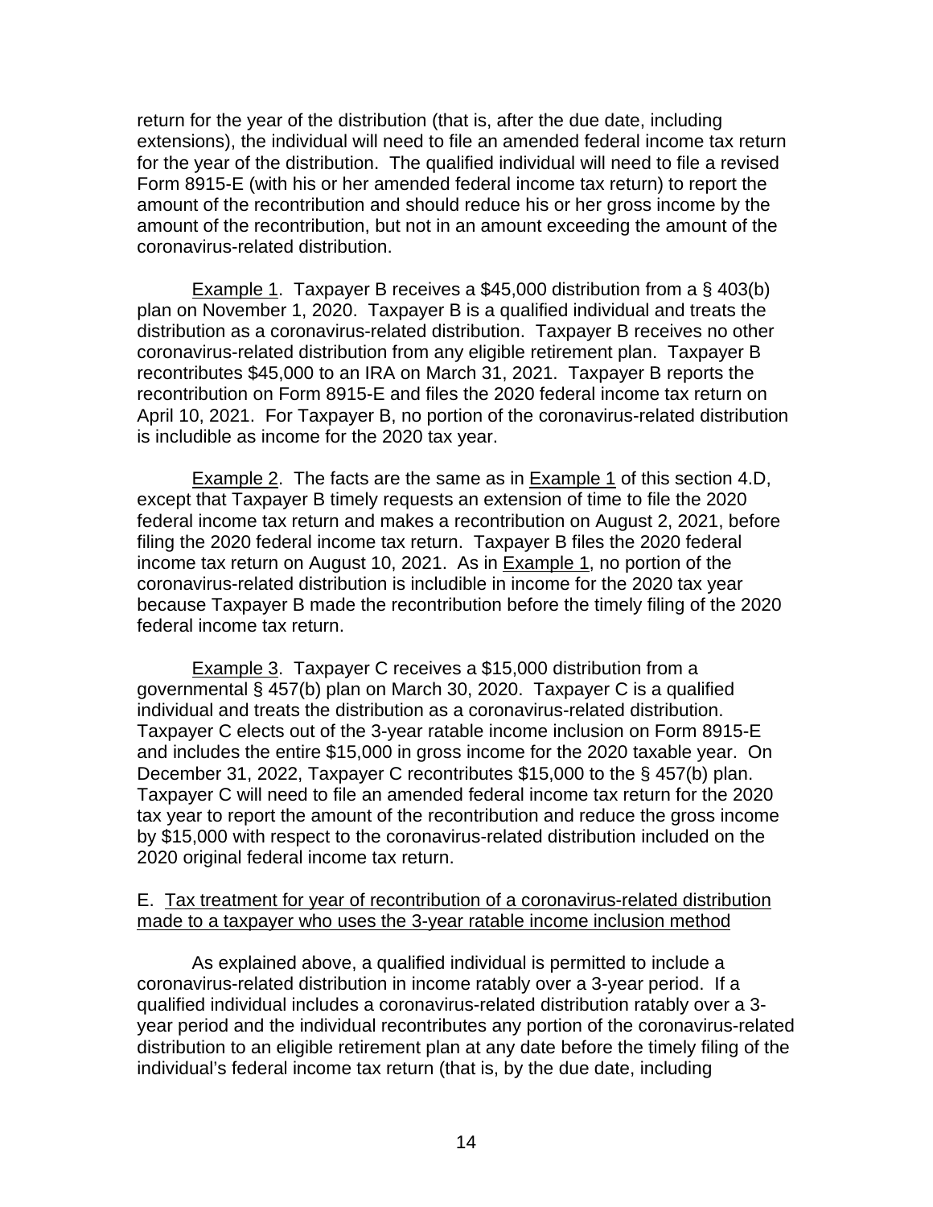return for the year of the distribution (that is, after the due date, including extensions), the individual will need to file an amended federal income tax return for the year of the distribution. The qualified individual will need to file a revised Form 8915-E (with his or her amended federal income tax return) to report the amount of the recontribution and should reduce his or her gross income by the amount of the recontribution, but not in an amount exceeding the amount of the coronavirus-related distribution.

Example 1. Taxpayer B receives a $45,000 distribution from a § 403(b) plan on November 1, 2020. Taxpayer B is a qualified individual and treats the distribution as a coronavirus-related distribution. Taxpayer B receives no other coronavirus-related distribution from any eligible retirement plan. Taxpayer B recontributes $45,000 to an IRA on March 31, 2021. Taxpayer B reports the recontribution on Form 8915-E and files the 2020 federal income tax return on April 10, 2021. For Taxpayer B, no portion of the coronavirus-related distribution is includible as income for the 2020 tax year.

Example 2. The facts are the same as in Example 1 of this section 4.D, except that Taxpayer B timely requests an extension of time to file the 2020 federal income tax return and makes a recontribution on August 2, 2021, before filing the 2020 federal income tax return. Taxpayer B files the 2020 federal income tax return on August 10, 2021. As in Example 1, no portion of the coronavirus-related distribution is includible in income for the 2020 tax year because Taxpayer B made the recontribution before the timely filing of the 2020 federal income tax return.

Example 3. Taxpayer C receives a $15,000 distribution from a governmental § 457(b) plan on March 30, 2020. Taxpayer C is a qualified individual and treats the distribution as a coronavirus-related distribution. Taxpayer C elects out of the 3-year ratable income inclusion on Form 8915-E and includes the entire $15,000 in gross income for the 2020 taxable year. On December 31, 2022, Taxpayer C recontributes $15,000 to the § 457(b) plan. Taxpayer C will need to file an amended federal income tax return for the 2020 tax year to report the amount of the recontribution and reduce the gross income by $15,000 with respect to the coronavirus-related distribution included on the 2020 original federal income tax return.

E. Tax treatment for year of recontribution of a coronavirus-related distribution made to a taxpayer who uses the 3-year ratable income inclusion method

As explained above, a qualified individual is permitted to include a coronavirus-related distribution in income ratably over a 3-year period. If a qualified individual includes a coronavirus-related distribution ratably over a 3-year period and the individual recontributes any portion of the coronavirus-related distribution to an eligible retirement plan at any date before the timely filing of the individual's federal income tax return (that is, by the due date, including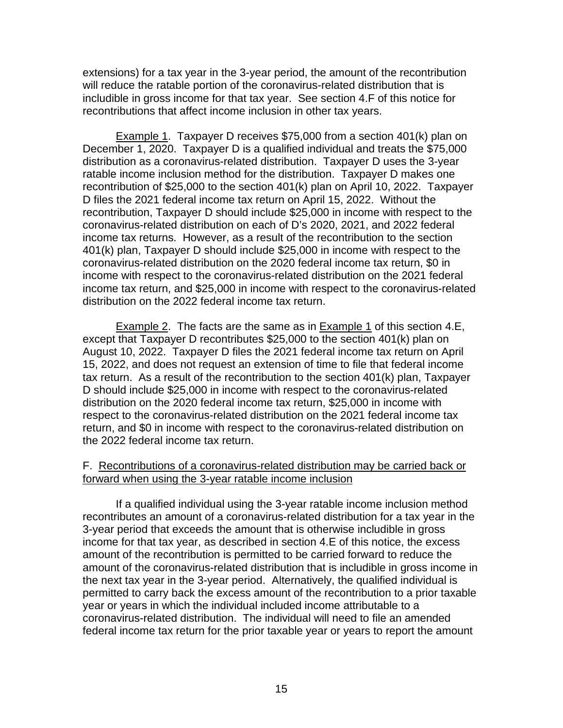extensions) for a tax year in the 3-year period, the amount of the recontribution will reduce the ratable portion of the coronavirus-related distribution that is includible in gross income for that tax year. See section 4.F of this notice for recontributions that affect income inclusion in other tax years.

Example 1. Taxpayer D receives $75,000 from a section 401(k) plan on December 1, 2020. Taxpayer D is a qualified individual and treats the $75,000 distribution as a coronavirus-related distribution. Taxpayer D uses the 3-year ratable income inclusion method for the distribution. Taxpayer D makes one recontribution of $25,000 to the section 401(k) plan on April 10, 2022. Taxpayer D files the 2021 federal income tax return on April 15, 2022. Without the recontribution, Taxpayer D should include $25,000 in income with respect to the coronavirus-related distribution on each of D's 2020, 2021, and 2022 federal income tax returns. However, as a result of the recontribution to the section 401(k) plan, Taxpayer D should include $25,000 in income with respect to the coronavirus-related distribution on the 2020 federal income tax return, $0 in income with respect to the coronavirus-related distribution on the 2021 federal income tax return, and $25,000 in income with respect to the coronavirus-related distribution on the 2022 federal income tax return.

Example 2. The facts are the same as in Example 1 of this section 4.E, except that Taxpayer D recontributes $25,000 to the section 401(k) plan on August 10, 2022. Taxpayer D files the 2021 federal income tax return on April 15, 2022, and does not request an extension of time to file that federal income tax return. As a result of the recontribution to the section 401(k) plan, Taxpayer D should include $25,000 in income with respect to the coronavirus-related distribution on the 2020 federal income tax return, $25,000 in income with respect to the coronavirus-related distribution on the 2021 federal income tax return, and $0 in income with respect to the coronavirus-related distribution on the 2022 federal income tax return.

### F. Recontributions of a coronavirus-related distribution may be carried back or forward when using the 3-year ratable income inclusion

If a qualified individual using the 3-year ratable income inclusion method recontributes an amount of a coronavirus-related distribution for a tax year in the 3-year period that exceeds the amount that is otherwise includible in gross income for that tax year, as described in section 4.E of this notice, the excess amount of the recontribution is permitted to be carried forward to reduce the amount of the coronavirus-related distribution that is includible in gross income in the next tax year in the 3-year period. Alternatively, the qualified individual is permitted to carry back the excess amount of the recontribution to a prior taxable year or years in which the individual included income attributable to a coronavirus-related distribution. The individual will need to file an amended federal income tax return for the prior taxable year or years to report the amount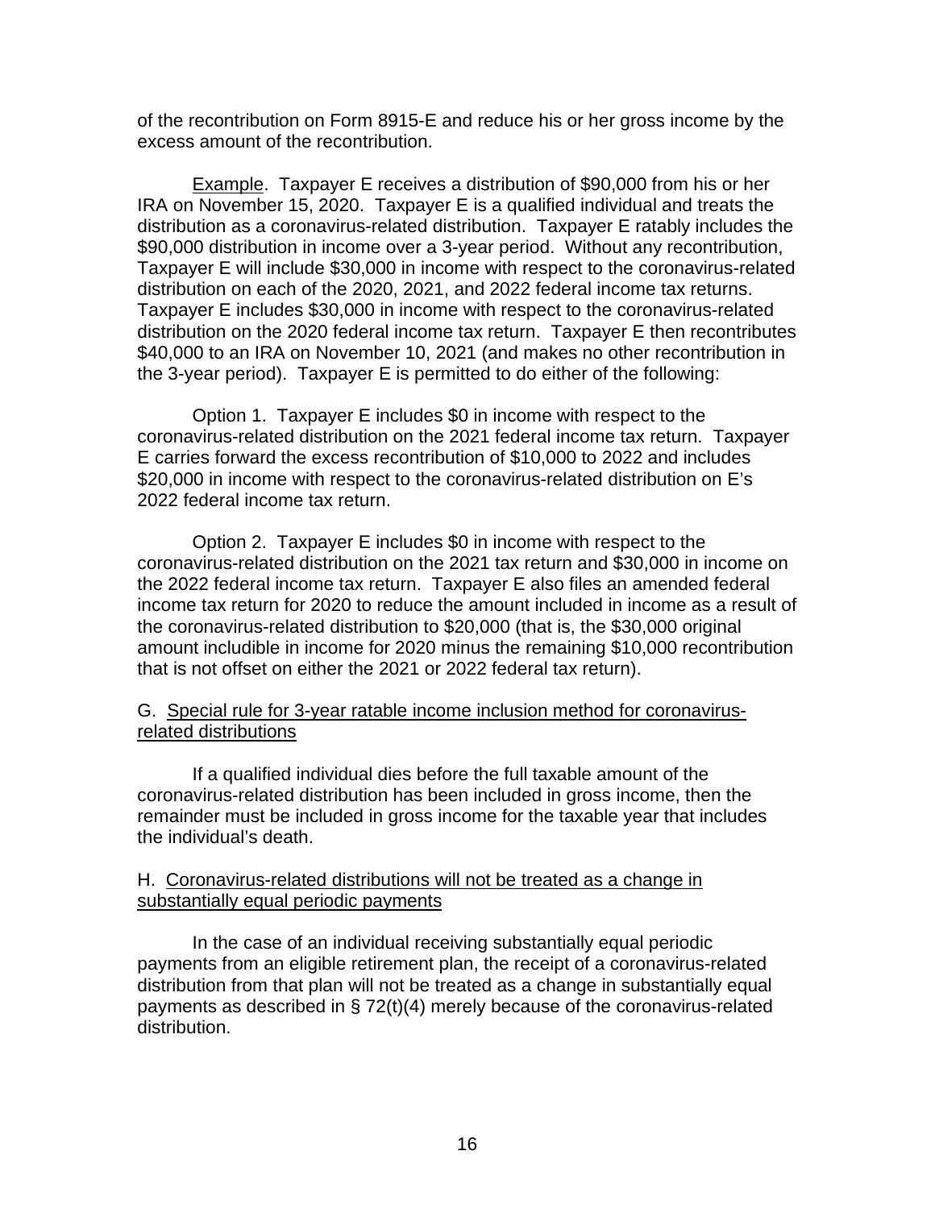of the recontribution on Form 8915-E and reduce his or her gross income by the excess amount of the recontribution.

Example. Taxpayer E receives a distribution of $90,000 from his or her IRA on November 15, 2020. Taxpayer E is a qualified individual and treats the distribution as a coronavirus-related distribution. Taxpayer E ratably includes the $90,000 distribution in income over a 3-year period. Without any recontribution, Taxpayer E will include $30,000 in income with respect to the coronavirus-related distribution on each of the 2020, 2021, and 2022 federal income tax returns. Taxpayer E includes $30,000 in income with respect to the coronavirus-related distribution on the 2020 federal income tax return. Taxpayer E then recontributes $40,000 to an IRA on November 10, 2021 (and makes no other recontribution in the 3-year period). Taxpayer E is permitted to do either of the following:

Option 1. Taxpayer E includes $0 in income with respect to the coronavirus-related distribution on the 2021 federal income tax return. Taxpayer E carries forward the excess recontribution of $10,000 to 2022 and includes $20,000 in income with respect to the coronavirus-related distribution on E's 2022 federal income tax return.

Option 2. Taxpayer E includes $0 in income with respect to the coronavirus-related distribution on the 2021 tax return and $30,000 in income on the 2022 federal income tax return. Taxpayer E also files an amended federal income tax return for 2020 to reduce the amount included in income as a result of the coronavirus-related distribution to $20,000 (that is, the $30,000 original amount includible in income for 2020 minus the remaining $10,000 recontribution that is not offset on either the 2021 or 2022 federal tax return).

G. Special rule for 3-year ratable income inclusion method for coronavirus-related distributions

If a qualified individual dies before the full taxable amount of the coronavirus-related distribution has been included in gross income, then the remainder must be included in gross income for the taxable year that includes the individual's death.

H. Coronavirus-related distributions will not be treated as a change in substantially equal periodic payments

In the case of an individual receiving substantially equal periodic payments from an eligible retirement plan, the receipt of a coronavirus-related distribution from that plan will not be treated as a change in substantially equal payments as described in § 72(t)(4) merely because of the coronavirus-related distribution.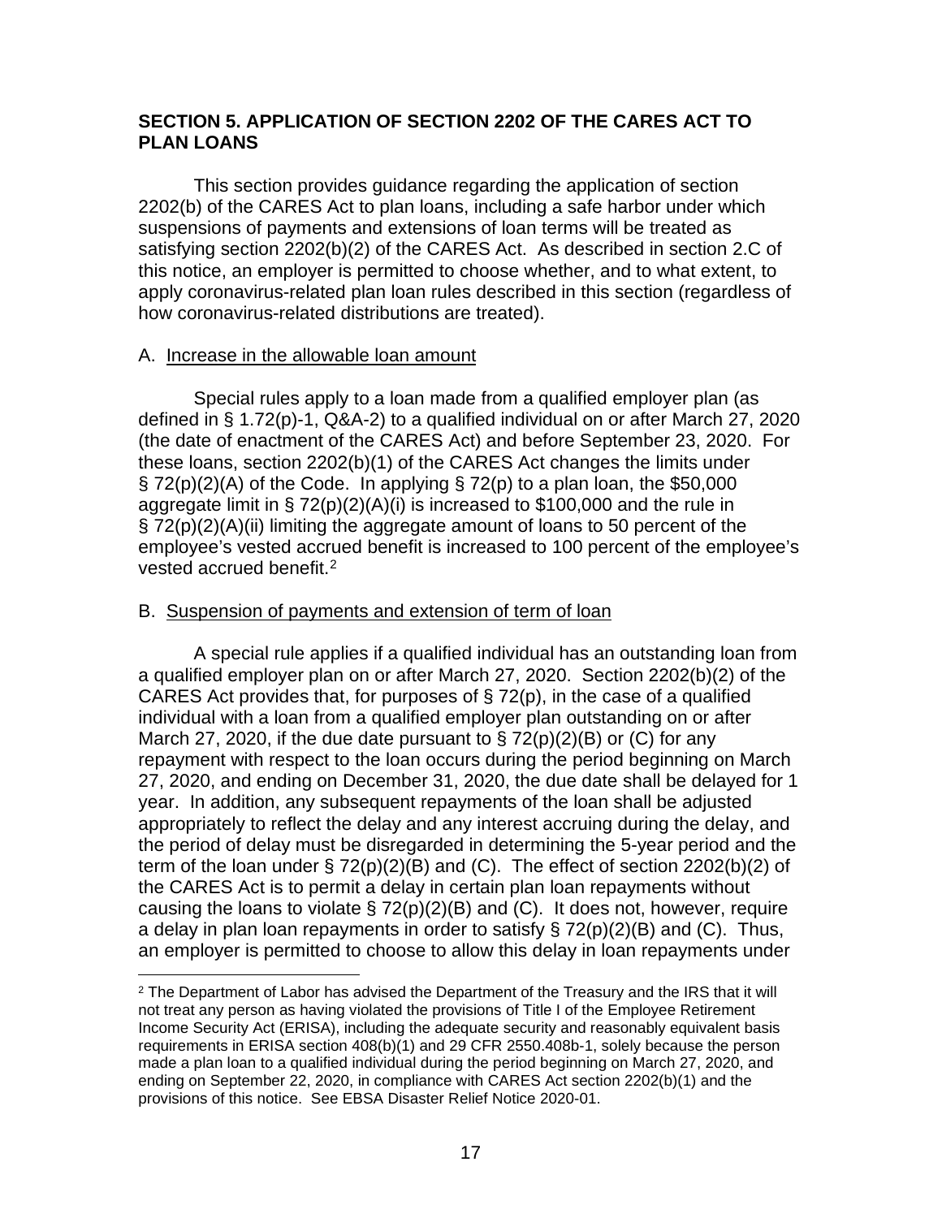## SECTION 5. APPLICATION OF SECTION 2202 OF THE CARES ACT TO PLAN LOANS

This section provides guidance regarding the application of section 2202(b) of the CARES Act to plan loans, including a safe harbor under which suspensions of payments and extensions of loan terms will be treated as satisfying section 2202(b)(2) of the CARES Act. As described in section 2.C of this notice, an employer is permitted to choose whether, and to what extent, to apply coronavirus-related plan loan rules described in this section (regardless of how coronavirus-related distributions are treated).

A. Increase in the allowable loan amount

Special rules apply to a loan made from a qualified employer plan (as defined in § 1.72(p)-1, Q&A-2) to a qualified individual on or after March 27, 2020 (the date of enactment of the CARES Act) and before September 23, 2020. For these loans, section 2202(b)(1) of the CARES Act changes the limits under § 72(p)(2)(A) of the Code. In applying § 72(p) to a plan loan, the $50,000 aggregate limit in § 72(p)(2)(A)(i) is increased to $100,000 and the rule in § 72(p)(2)(A)(ii) limiting the aggregate amount of loans to 50 percent of the employee's vested accrued benefit is increased to 100 percent of the employee's vested accrued benefit.[2]

B. Suspension of payments and extension of term of loan

A special rule applies if a qualified individual has an outstanding loan from a qualified employer plan on or after March 27, 2020. Section 2202(b)(2) of the CARES Act provides that, for purposes of § 72(p), in the case of a qualified individual with a loan from a qualified employer plan outstanding on or after March 27, 2020, if the due date pursuant to § 72(p)(2)(B) or (C) for any repayment with respect to the loan occurs during the period beginning on March 27, 2020, and ending on December 31, 2020, the due date shall be delayed for 1 year. In addition, any subsequent repayments of the loan shall be adjusted appropriately to reflect the delay and any interest accruing during the delay, and the period of delay must be disregarded in determining the 5-year period and the term of the loan under § 72(p)(2)(B) and (C). The effect of section 2202(b)(2) of the CARES Act is to permit a delay in certain plan loan repayments without causing the loans to violate § 72(p)(2)(B) and (C). It does not, however, require a delay in plan loan repayments in order to satisfy § 72(p)(2)(B) and (C). Thus, an employer is permitted to choose to allow this delay in loan repayments under

---

[2] The Department of Labor has advised the Department of the Treasury and the IRS that it will not treat any person as having violated the provisions of Title I of the Employee Retirement Income Security Act (ERISA), including the adequate security and reasonably equivalent basis requirements in ERISA section 408(b)(1) and 29 CFR 2550.408b-1, solely because the person made a plan loan to a qualified individual during the period beginning on March 27, 2020, and ending on September 22, 2020, in compliance with CARES Act section 2202(b)(1) and the provisions of this notice. See EBSA Disaster Relief Notice 2020-01.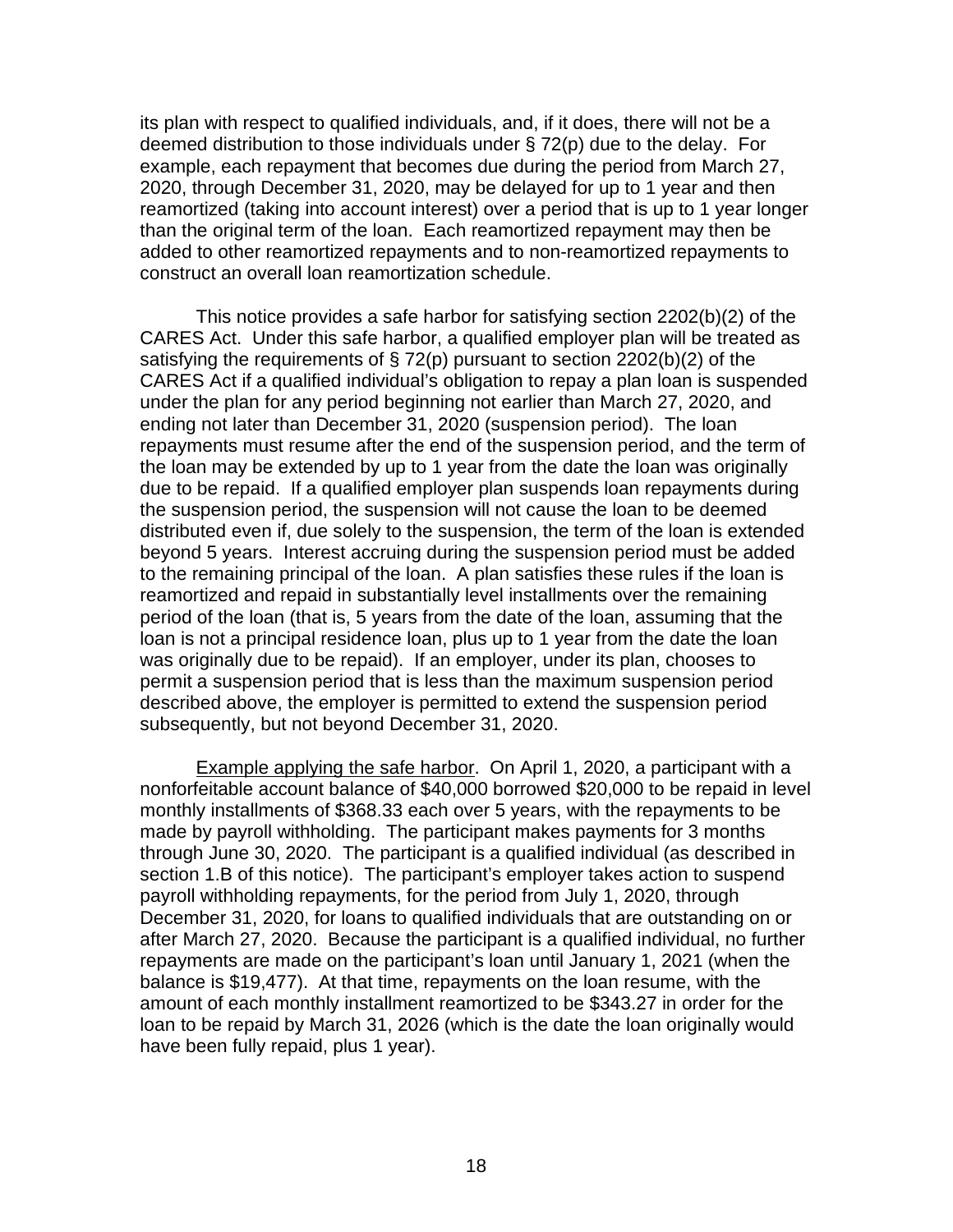its plan with respect to qualified individuals, and, if it does, there will not be a deemed distribution to those individuals under § 72(p) due to the delay. For example, each repayment that becomes due during the period from March 27, 2020, through December 31, 2020, may be delayed for up to 1 year and then reamortized (taking into account interest) over a period that is up to 1 year longer than the original term of the loan. Each reamortized repayment may then be added to other reamortized repayments and to non-reamortized repayments to construct an overall loan reamortization schedule.

This notice provides a safe harbor for satisfying section 2202(b)(2) of the CARES Act. Under this safe harbor, a qualified employer plan will be treated as satisfying the requirements of § 72(p) pursuant to section 2202(b)(2) of the CARES Act if a qualified individual's obligation to repay a plan loan is suspended under the plan for any period beginning not earlier than March 27, 2020, and ending not later than December 31, 2020 (suspension period). The loan repayments must resume after the end of the suspension period, and the term of the loan may be extended by up to 1 year from the date the loan was originally due to be repaid. If a qualified employer plan suspends loan repayments during the suspension period, the suspension will not cause the loan to be deemed distributed even if, due solely to the suspension, the term of the loan is extended beyond 5 years. Interest accruing during the suspension period must be added to the remaining principal of the loan. A plan satisfies these rules if the loan is reamortized and repaid in substantially level installments over the remaining period of the loan (that is, 5 years from the date of the loan, assuming that the loan is not a principal residence loan, plus up to 1 year from the date the loan was originally due to be repaid). If an employer, under its plan, chooses to permit a suspension period that is less than the maximum suspension period described above, the employer is permitted to extend the suspension period subsequently, but not beyond December 31, 2020.

<u>Example applying the safe harbor</u>. On April 1, 2020, a participant with a nonforfeitable account balance of $40,000 borrowed $20,000 to be repaid in level monthly installments of $368.33 each over 5 years, with the repayments to be made by payroll withholding. The participant makes payments for 3 months through June 30, 2020. The participant is a qualified individual (as described in section 1.B of this notice). The participant's employer takes action to suspend payroll withholding repayments, for the period from July 1, 2020, through December 31, 2020, for loans to qualified individuals that are outstanding on or after March 27, 2020. Because the participant is a qualified individual, no further repayments are made on the participant's loan until January 1, 2021 (when the balance is $19,477). At that time, repayments on the loan resume, with the amount of each monthly installment reamortized to be $343.27 in order for the loan to be repaid by March 31, 2026 (which is the date the loan originally would have been fully repaid, plus 1 year).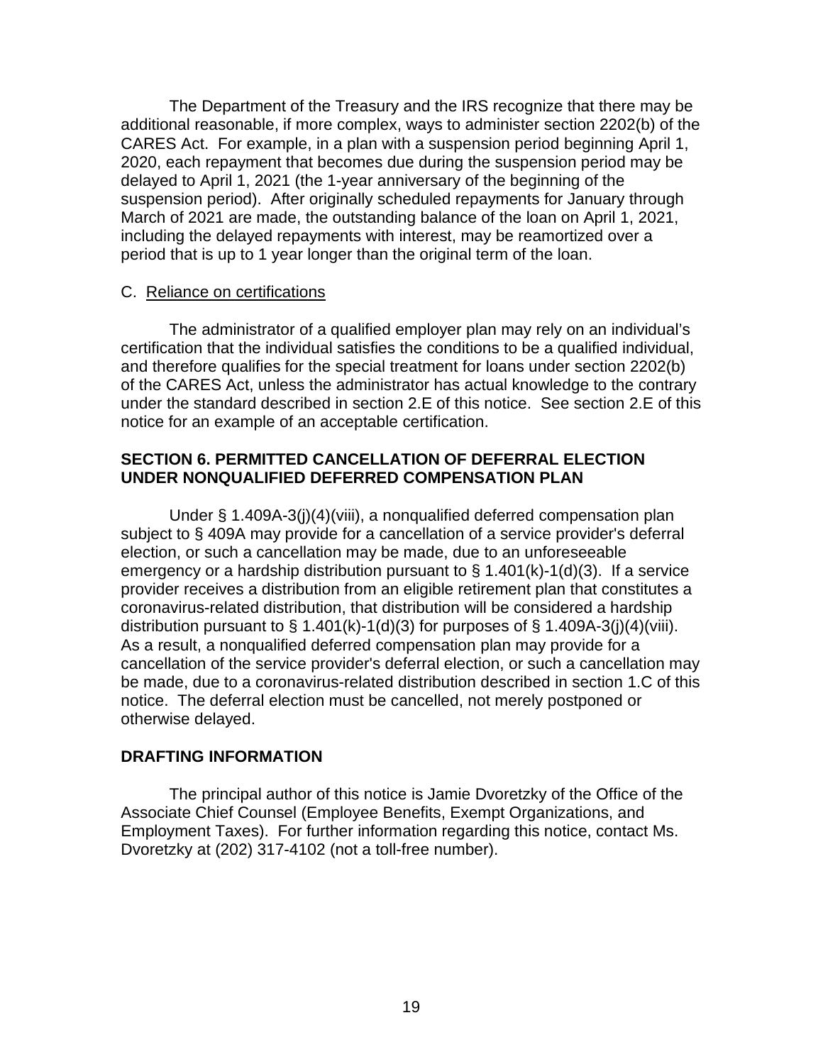The Department of the Treasury and the IRS recognize that there may be additional reasonable, if more complex, ways to administer section 2202(b) of the CARES Act. For example, in a plan with a suspension period beginning April 1, 2020, each repayment that becomes due during the suspension period may be delayed to April 1, 2021 (the 1-year anniversary of the beginning of the suspension period). After originally scheduled repayments for January through March of 2021 are made, the outstanding balance of the loan on April 1, 2021, including the delayed repayments with interest, may be reamortized over a period that is up to 1 year longer than the original term of the loan.

C. Reliance on certifications

The administrator of a qualified employer plan may rely on an individual's certification that the individual satisfies the conditions to be a qualified individual, and therefore qualifies for the special treatment for loans under section 2202(b) of the CARES Act, unless the administrator has actual knowledge to the contrary under the standard described in section 2.E of this notice. See section 2.E of this notice for an example of an acceptable certification.

## SECTION 6. PERMITTED CANCELLATION OF DEFERRAL ELECTION UNDER NONQUALIFIED DEFERRED COMPENSATION PLAN

Under § 1.409A-3(j)(4)(viii), a nonqualified deferred compensation plan subject to § 409A may provide for a cancellation of a service provider's deferral election, or such a cancellation may be made, due to an unforeseeable emergency or a hardship distribution pursuant to § 1.401(k)-1(d)(3). If a service provider receives a distribution from an eligible retirement plan that constitutes a coronavirus-related distribution, that distribution will be considered a hardship distribution pursuant to § 1.401(k)-1(d)(3) for purposes of § 1.409A-3(j)(4)(viii). As a result, a nonqualified deferred compensation plan may provide for a cancellation of the service provider's deferral election, or such a cancellation may be made, due to a coronavirus-related distribution described in section 1.C of this notice. The deferral election must be cancelled, not merely postponed or otherwise delayed.

## DRAFTING INFORMATION

The principal author of this notice is Jamie Dvoretzky of the Office of the Associate Chief Counsel (Employee Benefits, Exempt Organizations, and Employment Taxes). For further information regarding this notice, contact Ms. Dvoretzky at (202) 317-4102 (not a toll-free number).